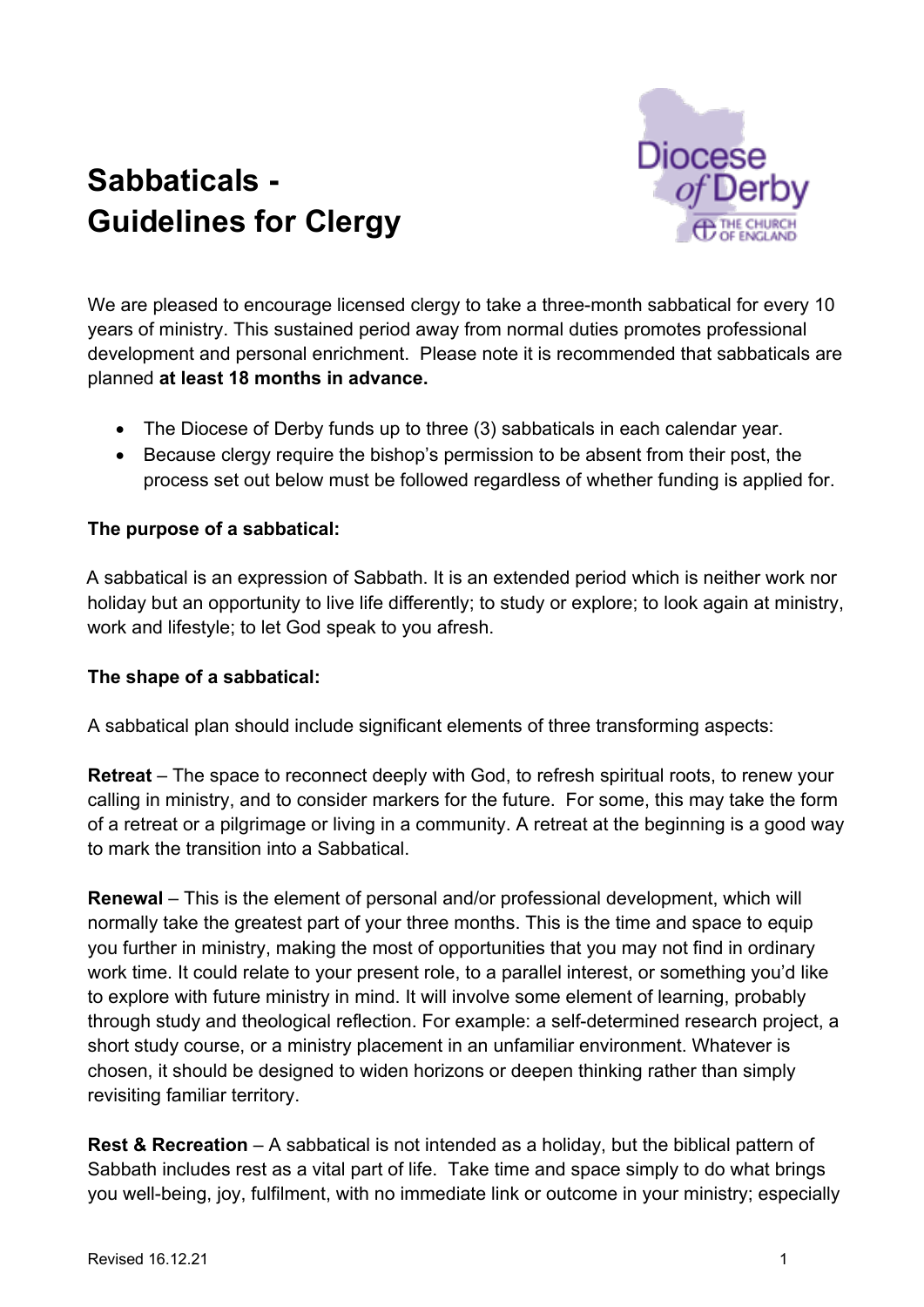# Sabbaticals - Guidelines for Clergy

We are pleased to encourage licensed clergy to take a three-month sabbatical for every 10 years of ministry. This sustained period away from normal duties promotes professional development and personal enrichment. Please note it is recommended that sabbaticals are planned **at least 18 months in advance.**

- The Diocese of Derby funds up to three (3) sabbaticals in each calendar year.
- Because clergy require the bishop's permission to be absent from their post, the process set out below must be followed regardless of whether funding is applied for.

**The purpose of a sabbatical:**

A sabbatical is an expression of Sabbath. It is an extended period which is neither work nor holiday but an opportunity to live life differently; to study or explore; to look again at ministry, work and lifestyle; to let God speak to you afresh.

**The shape of a sabbatical:**

A sabbatical plan should include significant elements of three transforming aspects:

**Retreat** – The space to reconnect deeply with God, to refresh spiritual roots, to renew your calling in ministry, and to consider markers for the future. For some, this may take the form of a retreat or a pilgrimage or living in a community. A retreat at the beginning is a good way to mark the transition into a Sabbatical.

**Renewal** – This is the element of personal and/or professional development, which will normally take the greatest part of your three months. This is the time and space to equip you further in ministry, making the most of opportunities that you may not find in ordinary work time. It could relate to your present role, to a parallel interest, or something you'd like to explore with future ministry in mind. It will involve some element of learning, probably through study and theological reflection. For example: a self-determined research project, a short study course, or a ministry placement in an unfamiliar environment. Whatever is chosen, it should be designed to widen horizons or deepen thinking rather than simply revisiting familiar territory.

**Rest & Recreation** – A sabbatical is not intended as a holiday, but the biblical pattern of Sabbath includes rest as a vital part of life. Take time and space simply to do what brings you well-being, joy, fulfilment, with no immediate link or outcome in your ministry; especially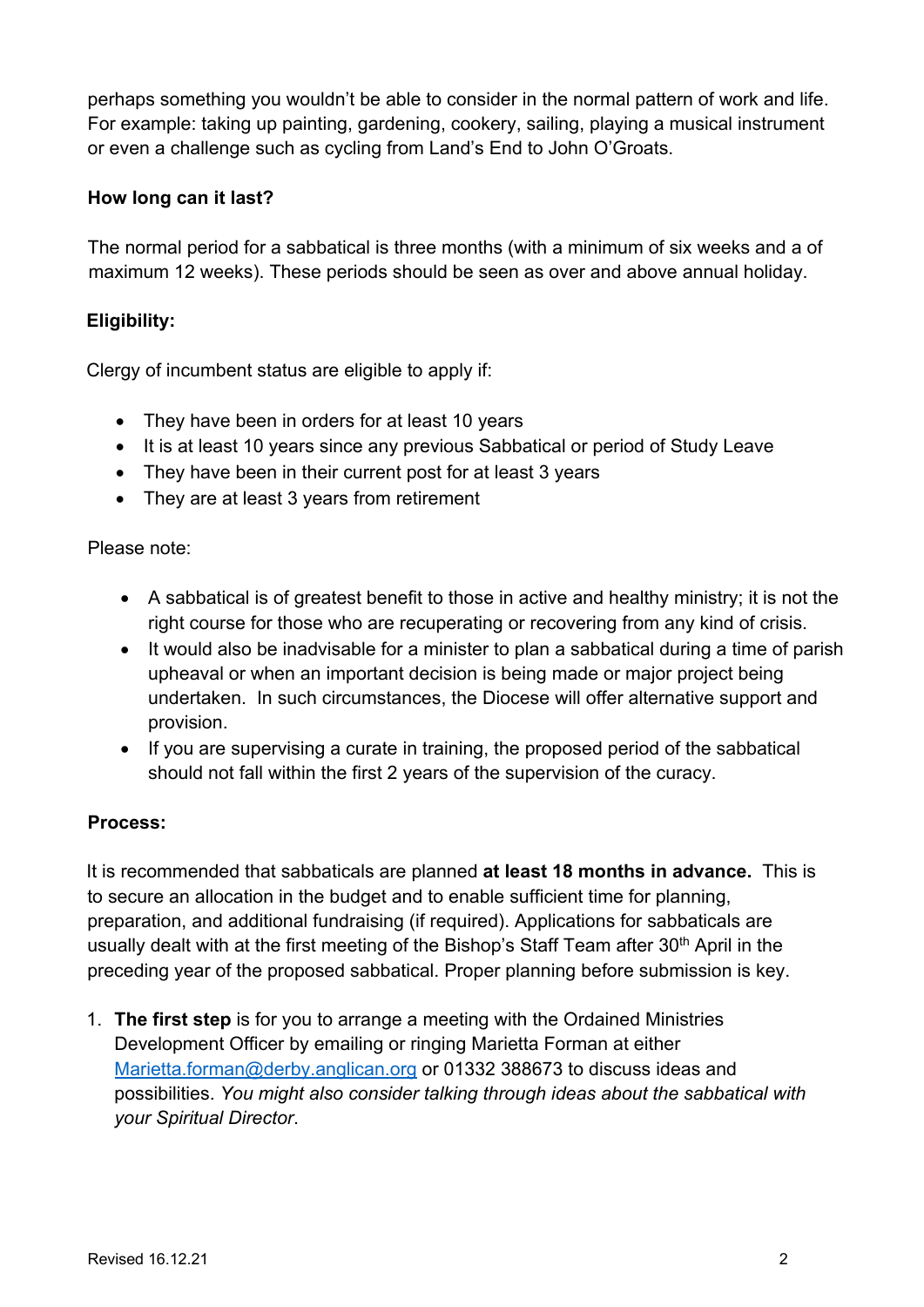perhaps something you wouldn't be able to consider in the normal pattern of work and life. For example: taking up painting, gardening, cookery, sailing, playing a musical instrument or even a challenge such as cycling from Land's End to John O'Groats.

**How long can it last?**

The normal period for a sabbatical is three months (with a minimum of six weeks and a of maximum 12 weeks). These periods should be seen as over and above annual holiday.

**Eligibility:**

Clergy of incumbent status are eligible to apply if:

- They have been in orders for at least 10 years
- It is at least 10 years since any previous Sabbatical or period of Study Leave
- They have been in their current post for at least 3 years
- They are at least 3 years from retirement

Please note:

- A sabbatical is of greatest benefit to those in active and healthy ministry; it is not the right course for those who are recuperating or recovering from any kind of crisis.
- It would also be inadvisable for a minister to plan a sabbatical during a time of parish upheaval or when an important decision is being made or major project being undertaken. In such circumstances, the Diocese will offer alternative support and provision.
- If you are supervising a curate in training, the proposed period of the sabbatical should not fall within the first 2 years of the supervision of the curacy.

**Process:**

It is recommended that sabbaticals are planned **at least 18 months in advance.** This is to secure an allocation in the budget and to enable sufficient time for planning, preparation, and additional fundraising (if required). Applications for sabbaticals are usually dealt with at the first meeting of the Bishop's Staff Team after 30th April in the preceding year of the proposed sabbatical. Proper planning before submission is key.

1. **The first step** is for you to arrange a meeting with the Ordained Ministries Development Officer by emailing or ringing Marietta Forman at either Marietta.forman@derby.anglican.org or 01332 388673 to discuss ideas and possibilities. *You might also consider talking through ideas about the sabbatical with your Spiritual Director*.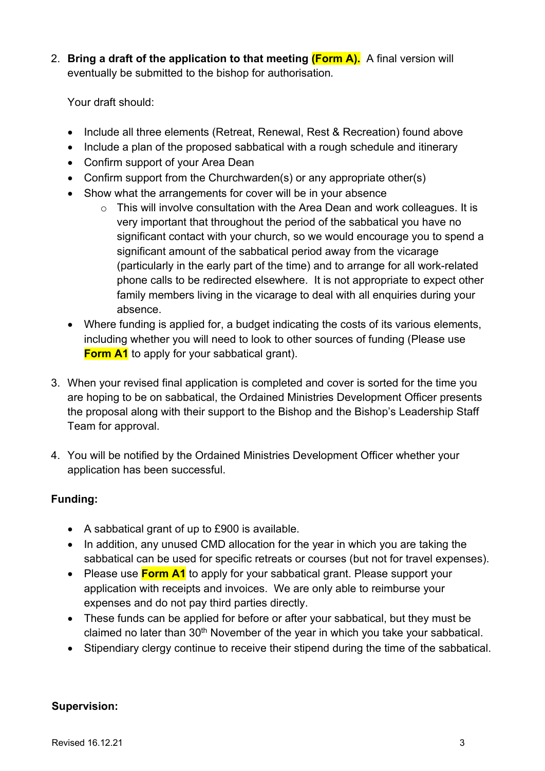2. **Bring a draft of the application to that meeting (Form A).** A final version will eventually be submitted to the bishop for authorisation.

   Your draft should:

   - Include all three elements (Retreat, Renewal, Rest & Recreation) found above
   - Include a plan of the proposed sabbatical with a rough schedule and itinerary
   - Confirm support of your Area Dean
   - Confirm support from the Churchwarden(s) or any appropriate other(s)
   - Show what the arrangements for cover will be in your absence
     - This will involve consultation with the Area Dean and work colleagues. It is very important that throughout the period of the sabbatical you have no significant contact with your church, so we would encourage you to spend a significant amount of the sabbatical period away from the vicarage (particularly in the early part of the time) and to arrange for all work-related phone calls to be redirected elsewhere. It is not appropriate to expect other family members living in the vicarage to deal with all enquiries during your absence.
   - Where funding is applied for, a budget indicating the costs of its various elements, including whether you will need to look to other sources of funding (Please use **Form A1** to apply for your sabbatical grant).

3. When your revised final application is completed and cover is sorted for the time you are hoping to be on sabbatical, the Ordained Ministries Development Officer presents the proposal along with their support to the Bishop and the Bishop's Leadership Staff Team for approval.

4. You will be notified by the Ordained Ministries Development Officer whether your application has been successful.

**Funding:**

- A sabbatical grant of up to £900 is available.
- In addition, any unused CMD allocation for the year in which you are taking the sabbatical can be used for specific retreats or courses (but not for travel expenses).
- Please use **Form A1** to apply for your sabbatical grant. Please support your application with receipts and invoices. We are only able to reimburse your expenses and do not pay third parties directly.
- These funds can be applied for before or after your sabbatical, but they must be claimed no later than 30th November of the year in which you take your sabbatical.
- Stipendiary clergy continue to receive their stipend during the time of the sabbatical.

**Supervision:**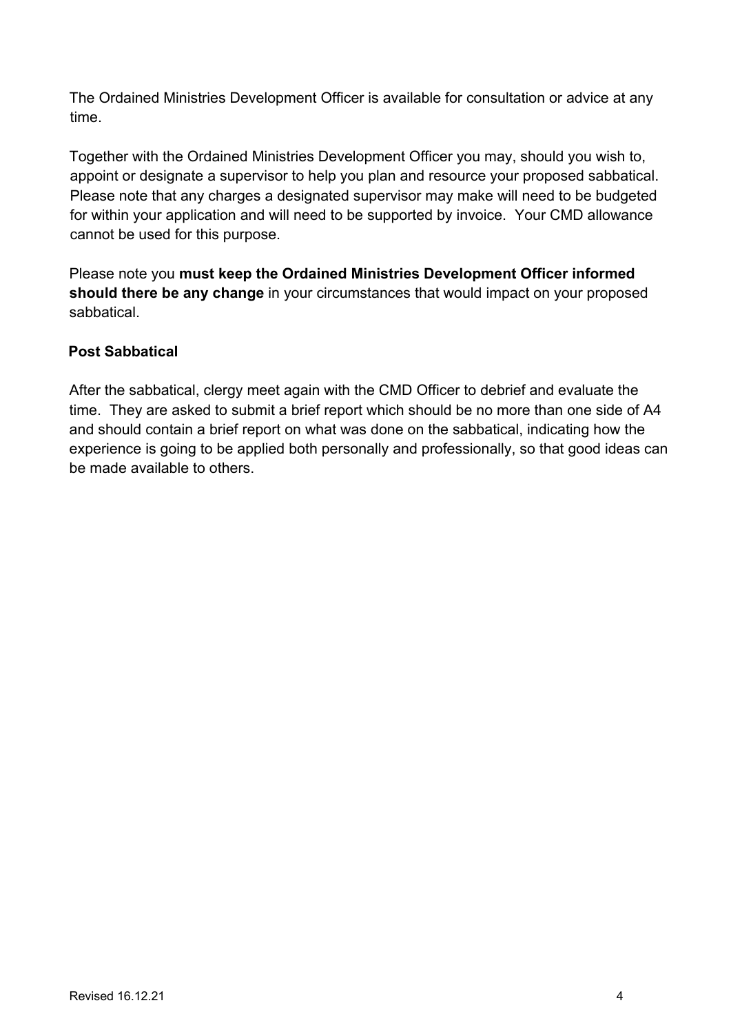The Ordained Ministries Development Officer is available for consultation or advice at any time.

Together with the Ordained Ministries Development Officer you may, should you wish to, appoint or designate a supervisor to help you plan and resource your proposed sabbatical. Please note that any charges a designated supervisor may make will need to be budgeted for within your application and will need to be supported by invoice. Your CMD allowance cannot be used for this purpose.

Please note you **must keep the Ordained Ministries Development Officer informed should there be any change** in your circumstances that would impact on your proposed sabbatical.

**Post Sabbatical**

After the sabbatical, clergy meet again with the CMD Officer to debrief and evaluate the time. They are asked to submit a brief report which should be no more than one side of A4 and should contain a brief report on what was done on the sabbatical, indicating how the experience is going to be applied both personally and professionally, so that good ideas can be made available to others.

Revised 16.12.21